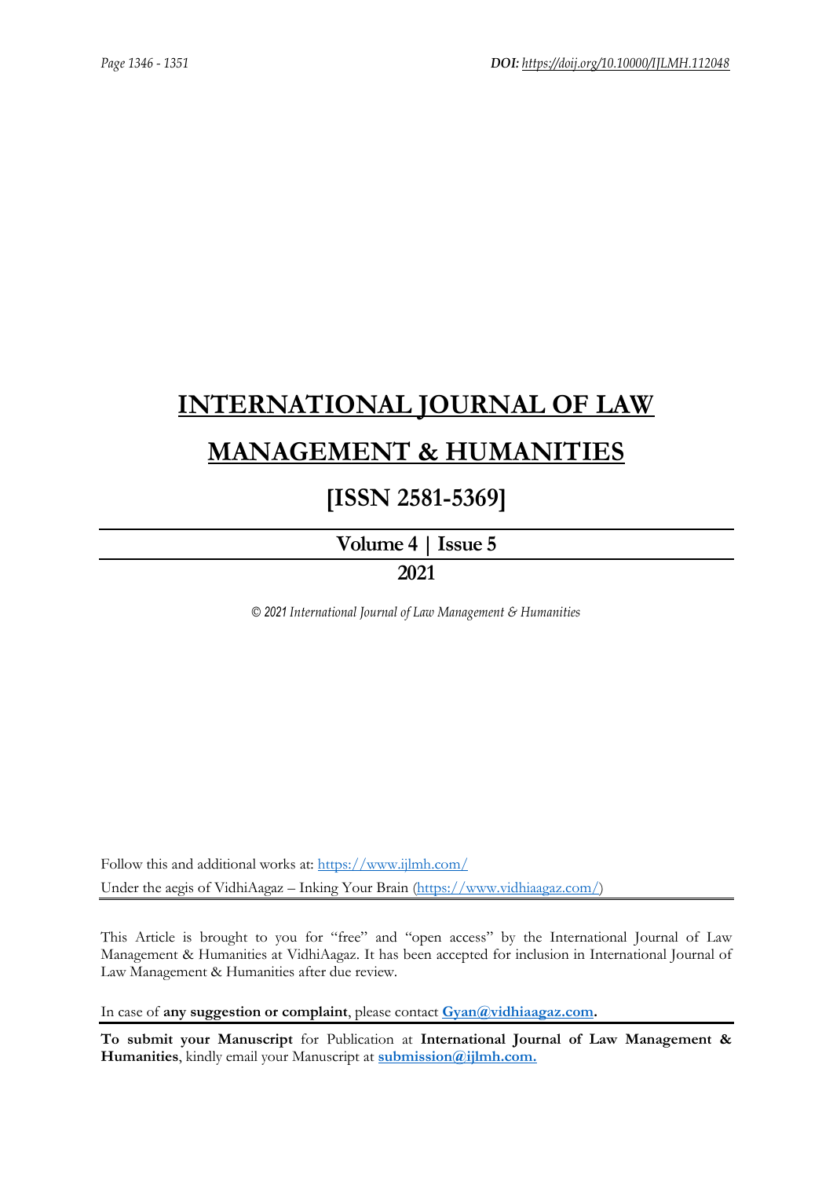# INTERNATIONAL JOURNAL OF LAW MANAGEMENT & HUMANITIES

## [ISSN 2581-5369]

**Volume 4 | Issue 5**

**2021**

*© 2021 International Journal of Law Management & Humanities*

Follow this and additional works at: https://www.ijlmh.com/
Under the aegis of VidhiAagaz – Inking Your Brain (https://www.vidhiaagaz.com/)

This Article is brought to you for "free" and "open access" by the International Journal of Law Management & Humanities at VidhiAagaz. It has been accepted for inclusion in International Journal of Law Management & Humanities after due review.

In case of **any suggestion or complaint**, please contact **Gyan@vidhiaagaz.com.**

**To submit your Manuscript** for Publication at **International Journal of Law Management & Humanities**, kindly email your Manuscript at **submission@ijlmh.com.**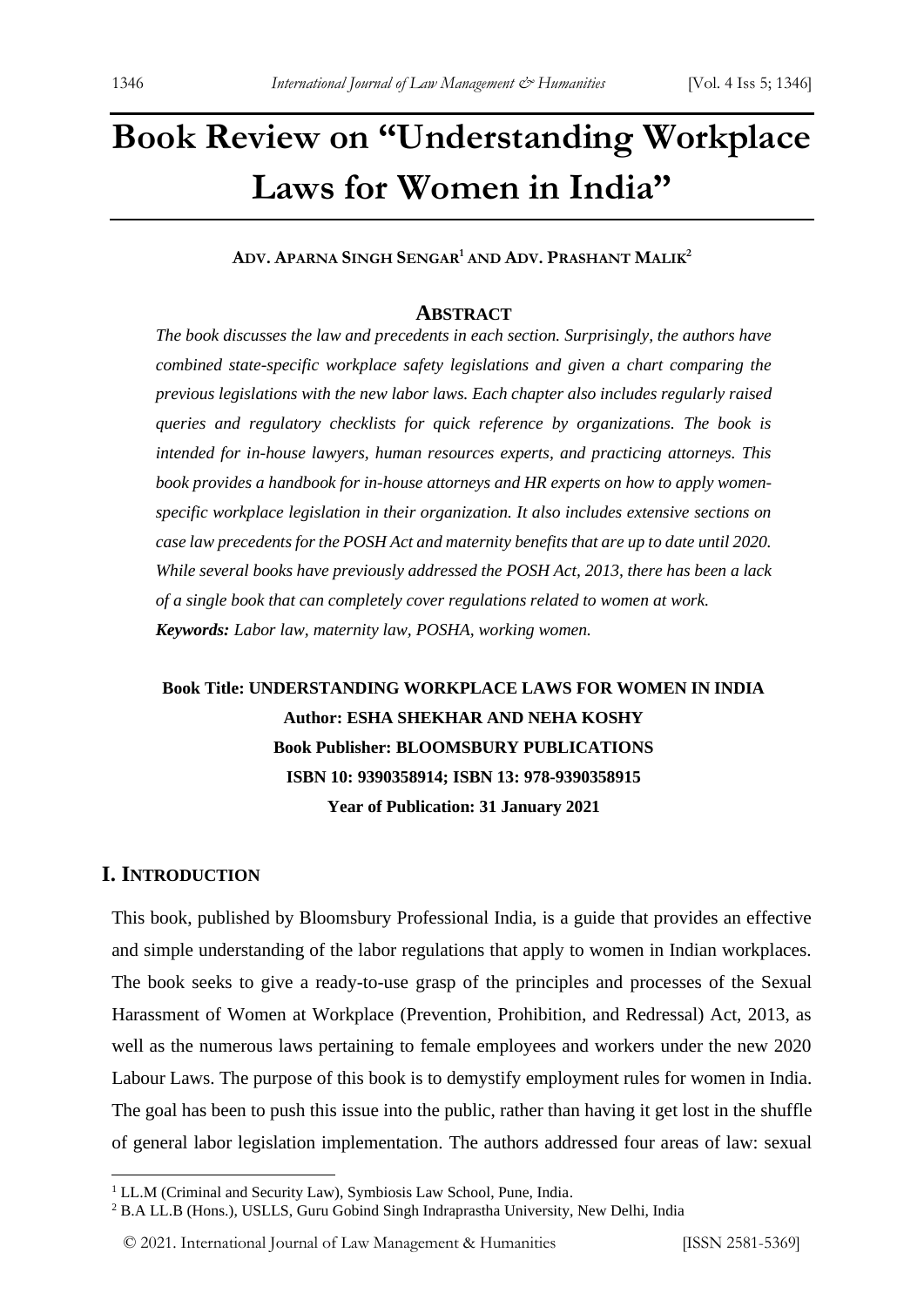# Book Review on "Understanding Workplace Laws for Women in India"

**Adv. Aparna Singh Sengar[1] and Adv. Prashant Malik[2]**

## Abstract

*The book discusses the law and precedents in each section. Surprisingly, the authors have combined state-specific workplace safety legislations and given a chart comparing the previous legislations with the new labor laws. Each chapter also includes regularly raised queries and regulatory checklists for quick reference by organizations. The book is intended for in-house lawyers, human resources experts, and practicing attorneys. This book provides a handbook for in-house attorneys and HR experts on how to apply women-specific workplace legislation in their organization. It also includes extensive sections on case law precedents for the POSH Act and maternity benefits that are up to date until 2020. While several books have previously addressed the POSH Act, 2013, there has been a lack of a single book that can completely cover regulations related to women at work.*

***Keywords:*** *Labor law, maternity law, POSHA, working women.*

**Book Title: UNDERSTANDING WORKPLACE LAWS FOR WOMEN IN INDIA**
**Author: ESHA SHEKHAR AND NEHA KOSHY**
**Book Publisher: BLOOMSBURY PUBLICATIONS**
**ISBN 10: 9390358914; ISBN 13: 978-9390358915**
**Year of Publication: 31 January 2021**

## I. Introduction

This book, published by Bloomsbury Professional India, is a guide that provides an effective and simple understanding of the labor regulations that apply to women in Indian workplaces. The book seeks to give a ready-to-use grasp of the principles and processes of the Sexual Harassment of Women at Workplace (Prevention, Prohibition, and Redressal) Act, 2013, as well as the numerous laws pertaining to female employees and workers under the new 2020 Labour Laws. The purpose of this book is to demystify employment rules for women in India. The goal has been to push this issue into the public, rather than having it get lost in the shuffle of general labor legislation implementation. The authors addressed four areas of law: sexual

[1] LL.M (Criminal and Security Law), Symbiosis Law School, Pune, India.

[2] B.A LL.B (Hons.), USLLS, Guru Gobind Singh Indraprastha University, New Delhi, India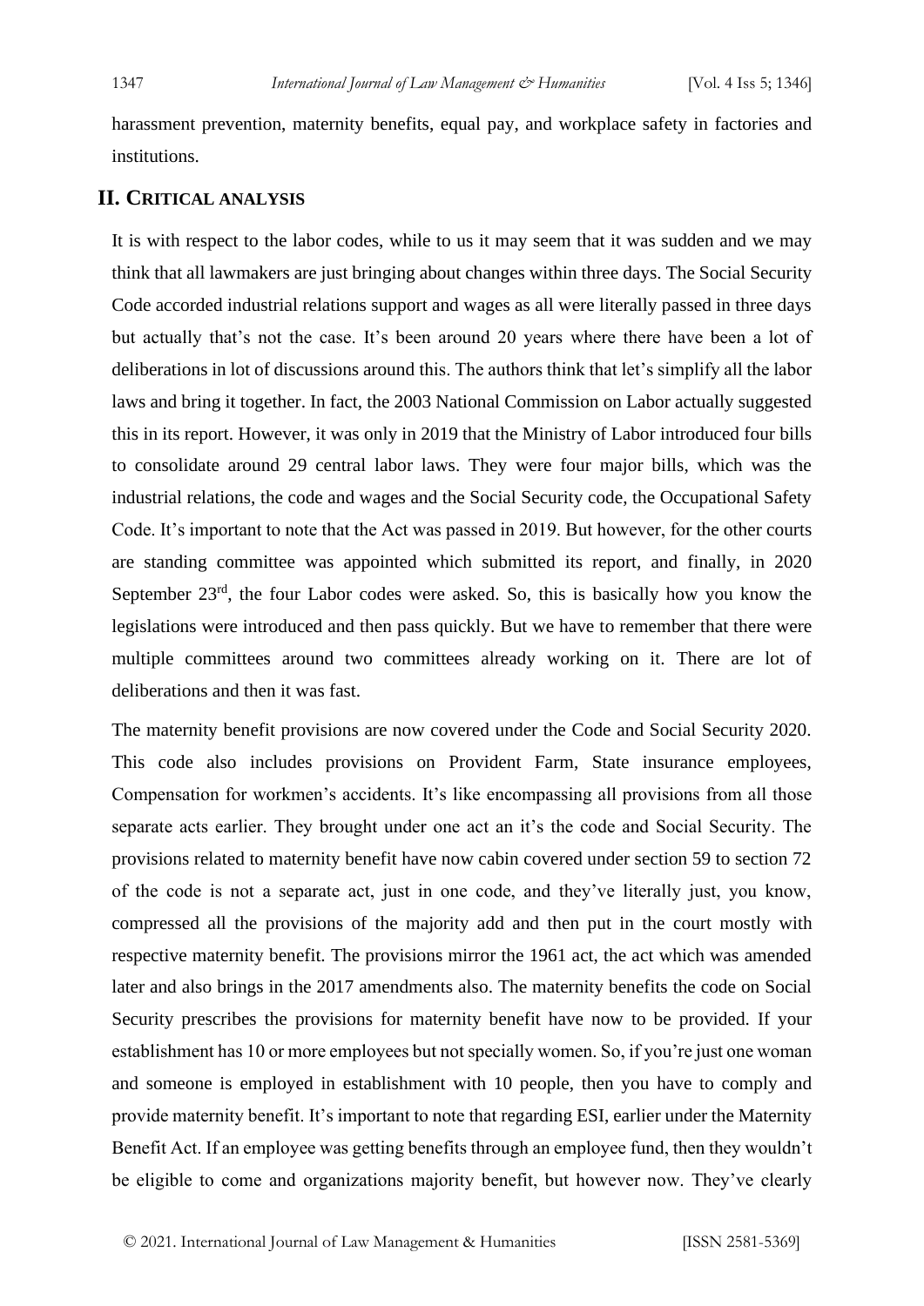harassment prevention, maternity benefits, equal pay, and workplace safety in factories and institutions.

## II. Critical analysis

It is with respect to the labor codes, while to us it may seem that it was sudden and we may think that all lawmakers are just bringing about changes within three days. The Social Security Code accorded industrial relations support and wages as all were literally passed in three days but actually that's not the case. It's been around 20 years where there have been a lot of deliberations in lot of discussions around this. The authors think that let's simplify all the labor laws and bring it together. In fact, the 2003 National Commission on Labor actually suggested this in its report. However, it was only in 2019 that the Ministry of Labor introduced four bills to consolidate around 29 central labor laws. They were four major bills, which was the industrial relations, the code and wages and the Social Security code, the Occupational Safety Code. It's important to note that the Act was passed in 2019. But however, for the other courts are standing committee was appointed which submitted its report, and finally, in 2020 September 23rd, the four Labor codes were asked. So, this is basically how you know the legislations were introduced and then pass quickly. But we have to remember that there were multiple committees around two committees already working on it. There are lot of deliberations and then it was fast.

The maternity benefit provisions are now covered under the Code and Social Security 2020. This code also includes provisions on Provident Farm, State insurance employees, Compensation for workmen's accidents. It's like encompassing all provisions from all those separate acts earlier. They brought under one act an it's the code and Social Security. The provisions related to maternity benefit have now cabin covered under section 59 to section 72 of the code is not a separate act, just in one code, and they've literally just, you know, compressed all the provisions of the majority add and then put in the court mostly with respective maternity benefit. The provisions mirror the 1961 act, the act which was amended later and also brings in the 2017 amendments also. The maternity benefits the code on Social Security prescribes the provisions for maternity benefit have now to be provided. If your establishment has 10 or more employees but not specially women. So, if you're just one woman and someone is employed in establishment with 10 people, then you have to comply and provide maternity benefit. It's important to note that regarding ESI, earlier under the Maternity Benefit Act. If an employee was getting benefits through an employee fund, then they wouldn't be eligible to come and organizations majority benefit, but however now. They've clearly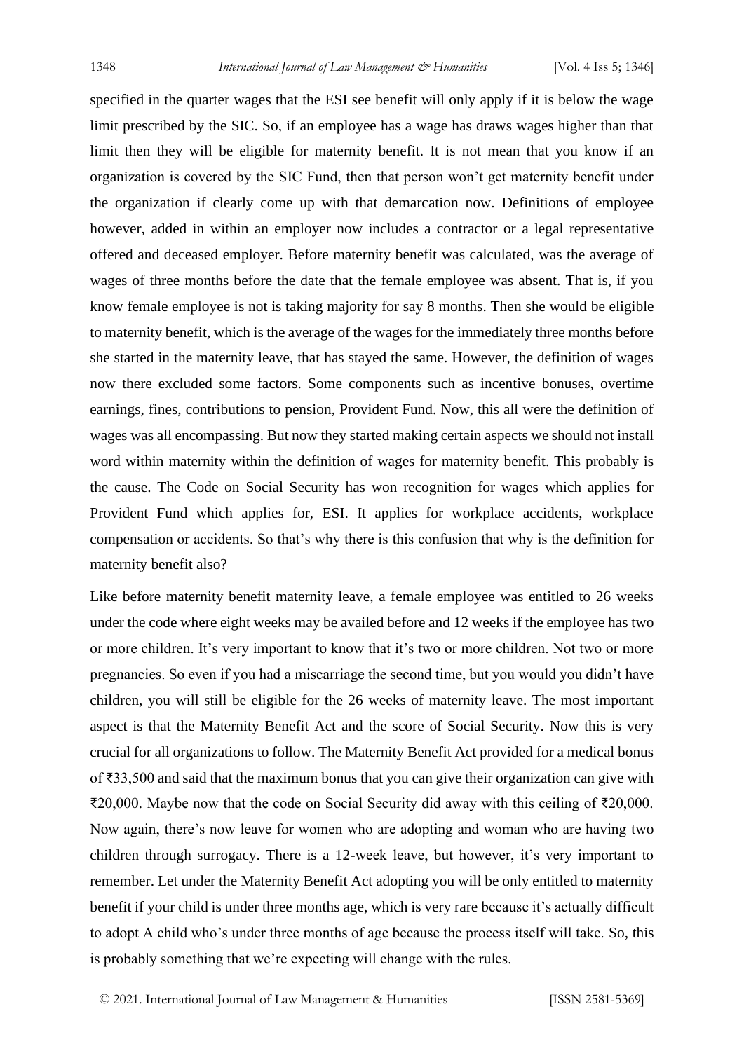specified in the quarter wages that the ESI see benefit will only apply if it is below the wage limit prescribed by the SIC. So, if an employee has a wage has draws wages higher than that limit then they will be eligible for maternity benefit. It is not mean that you know if an organization is covered by the SIC Fund, then that person won't get maternity benefit under the organization if clearly come up with that demarcation now. Definitions of employee however, added in within an employer now includes a contractor or a legal representative offered and deceased employer. Before maternity benefit was calculated, was the average of wages of three months before the date that the female employee was absent. That is, if you know female employee is not is taking majority for say 8 months. Then she would be eligible to maternity benefit, which is the average of the wages for the immediately three months before she started in the maternity leave, that has stayed the same. However, the definition of wages now there excluded some factors. Some components such as incentive bonuses, overtime earnings, fines, contributions to pension, Provident Fund. Now, this all were the definition of wages was all encompassing. But now they started making certain aspects we should not install word within maternity within the definition of wages for maternity benefit. This probably is the cause. The Code on Social Security has won recognition for wages which applies for Provident Fund which applies for, ESI. It applies for workplace accidents, workplace compensation or accidents. So that's why there is this confusion that why is the definition for maternity benefit also?

Like before maternity benefit maternity leave, a female employee was entitled to 26 weeks under the code where eight weeks may be availed before and 12 weeks if the employee has two or more children. It's very important to know that it's two or more children. Not two or more pregnancies. So even if you had a miscarriage the second time, but you would you didn't have children, you will still be eligible for the 26 weeks of maternity leave. The most important aspect is that the Maternity Benefit Act and the score of Social Security. Now this is very crucial for all organizations to follow. The Maternity Benefit Act provided for a medical bonus of ₹33,500 and said that the maximum bonus that you can give their organization can give with ₹20,000. Maybe now that the code on Social Security did away with this ceiling of ₹20,000. Now again, there's now leave for women who are adopting and woman who are having two children through surrogacy. There is a 12-week leave, but however, it's very important to remember. Let under the Maternity Benefit Act adopting you will be only entitled to maternity benefit if your child is under three months age, which is very rare because it's actually difficult to adopt A child who's under three months of age because the process itself will take. So, this is probably something that we're expecting will change with the rules.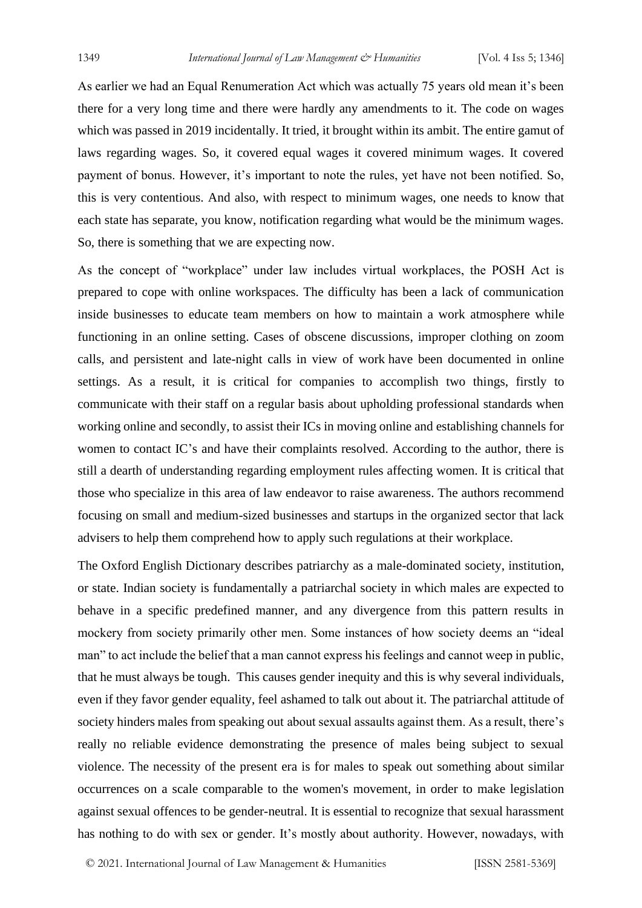As earlier we had an Equal Renumeration Act which was actually 75 years old mean it's been there for a very long time and there were hardly any amendments to it. The code on wages which was passed in 2019 incidentally. It tried, it brought within its ambit. The entire gamut of laws regarding wages. So, it covered equal wages it covered minimum wages. It covered payment of bonus. However, it's important to note the rules, yet have not been notified. So, this is very contentious. And also, with respect to minimum wages, one needs to know that each state has separate, you know, notification regarding what would be the minimum wages. So, there is something that we are expecting now.

As the concept of "workplace" under law includes virtual workplaces, the POSH Act is prepared to cope with online workspaces. The difficulty has been a lack of communication inside businesses to educate team members on how to maintain a work atmosphere while functioning in an online setting. Cases of obscene discussions, improper clothing on zoom calls, and persistent and late-night calls in view of work have been documented in online settings. As a result, it is critical for companies to accomplish two things, firstly to communicate with their staff on a regular basis about upholding professional standards when working online and secondly, to assist their ICs in moving online and establishing channels for women to contact IC's and have their complaints resolved. According to the author, there is still a dearth of understanding regarding employment rules affecting women. It is critical that those who specialize in this area of law endeavor to raise awareness. The authors recommend focusing on small and medium-sized businesses and startups in the organized sector that lack advisers to help them comprehend how to apply such regulations at their workplace.

The Oxford English Dictionary describes patriarchy as a male-dominated society, institution, or state. Indian society is fundamentally a patriarchal society in which males are expected to behave in a specific predefined manner, and any divergence from this pattern results in mockery from society primarily other men. Some instances of how society deems an "ideal man" to act include the belief that a man cannot express his feelings and cannot weep in public, that he must always be tough. This causes gender inequity and this is why several individuals, even if they favor gender equality, feel ashamed to talk out about it. The patriarchal attitude of society hinders males from speaking out about sexual assaults against them. As a result, there's really no reliable evidence demonstrating the presence of males being subject to sexual violence. The necessity of the present era is for males to speak out something about similar occurrences on a scale comparable to the women's movement, in order to make legislation against sexual offences to be gender-neutral. It is essential to recognize that sexual harassment has nothing to do with sex or gender. It's mostly about authority. However, nowadays, with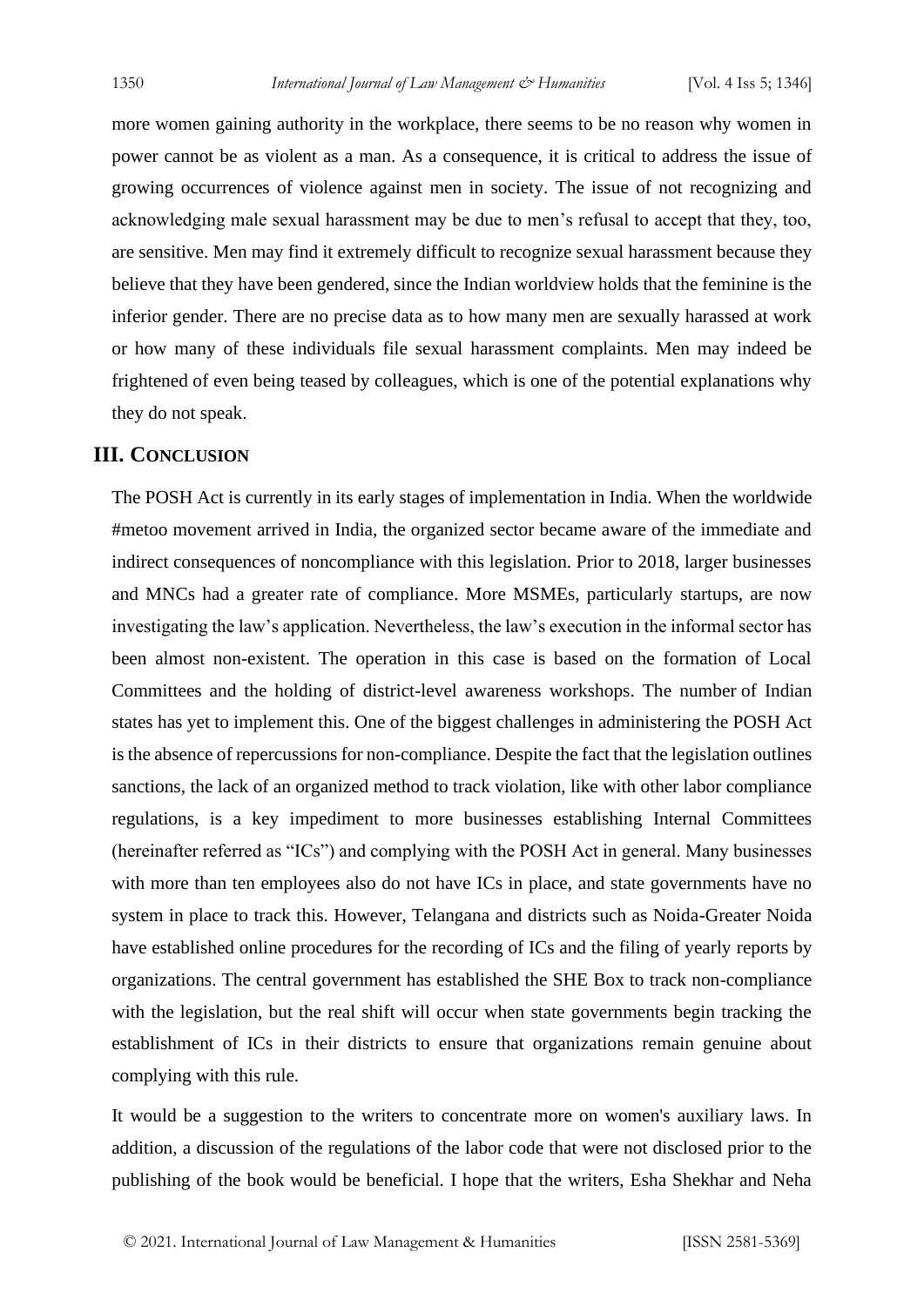more women gaining authority in the workplace, there seems to be no reason why women in power cannot be as violent as a man. As a consequence, it is critical to address the issue of growing occurrences of violence against men in society. The issue of not recognizing and acknowledging male sexual harassment may be due to men's refusal to accept that they, too, are sensitive. Men may find it extremely difficult to recognize sexual harassment because they believe that they have been gendered, since the Indian worldview holds that the feminine is the inferior gender. There are no precise data as to how many men are sexually harassed at work or how many of these individuals file sexual harassment complaints. Men may indeed be frightened of even being teased by colleagues, which is one of the potential explanations why they do not speak.

## III. Conclusion

The POSH Act is currently in its early stages of implementation in India. When the worldwide #metoo movement arrived in India, the organized sector became aware of the immediate and indirect consequences of noncompliance with this legislation. Prior to 2018, larger businesses and MNCs had a greater rate of compliance. More MSMEs, particularly startups, are now investigating the law's application. Nevertheless, the law's execution in the informal sector has been almost non-existent. The operation in this case is based on the formation of Local Committees and the holding of district-level awareness workshops. The number of Indian states has yet to implement this. One of the biggest challenges in administering the POSH Act is the absence of repercussions for non-compliance. Despite the fact that the legislation outlines sanctions, the lack of an organized method to track violation, like with other labor compliance regulations, is a key impediment to more businesses establishing Internal Committees (hereinafter referred as "ICs") and complying with the POSH Act in general. Many businesses with more than ten employees also do not have ICs in place, and state governments have no system in place to track this. However, Telangana and districts such as Noida-Greater Noida have established online procedures for the recording of ICs and the filing of yearly reports by organizations. The central government has established the SHE Box to track non-compliance with the legislation, but the real shift will occur when state governments begin tracking the establishment of ICs in their districts to ensure that organizations remain genuine about complying with this rule.

It would be a suggestion to the writers to concentrate more on women's auxiliary laws. In addition, a discussion of the regulations of the labor code that were not disclosed prior to the publishing of the book would be beneficial. I hope that the writers, Esha Shekhar and Neha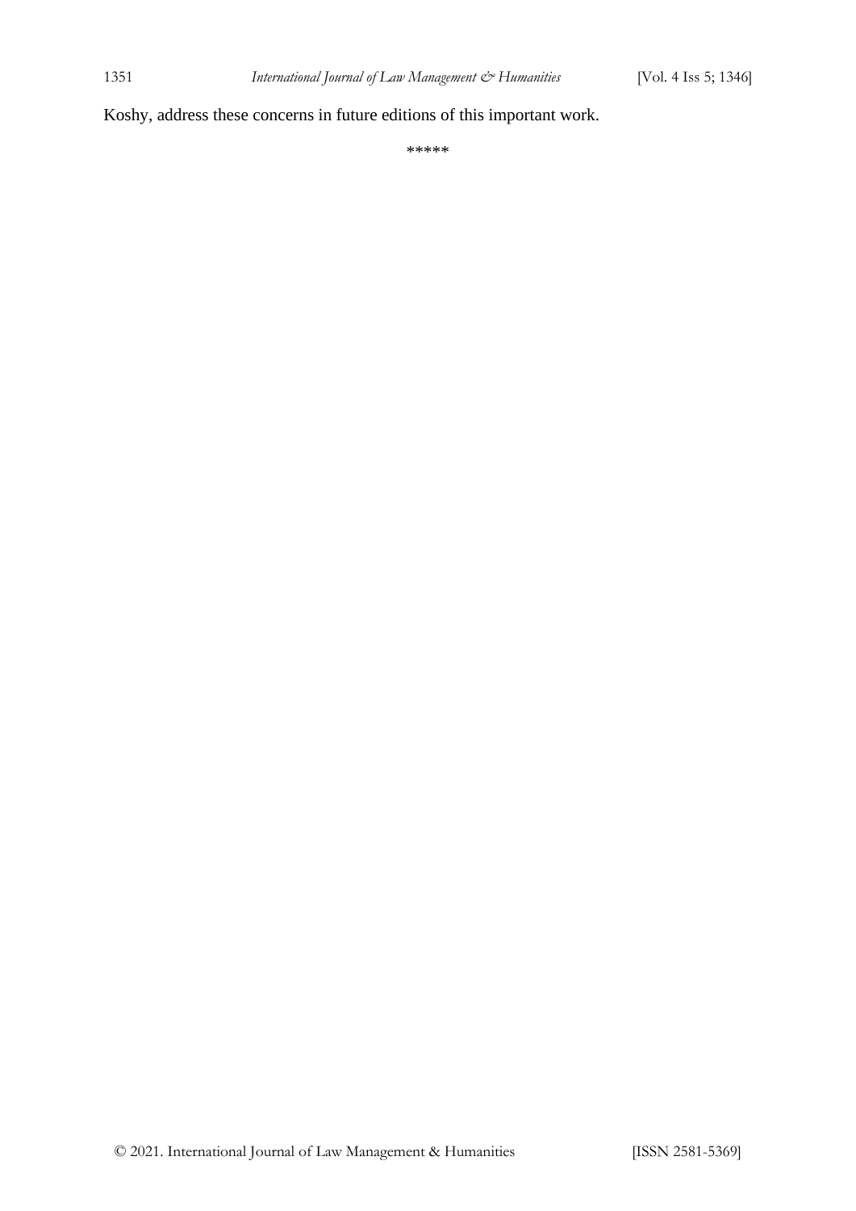Koshy, address these concerns in future editions of this important work.

*****